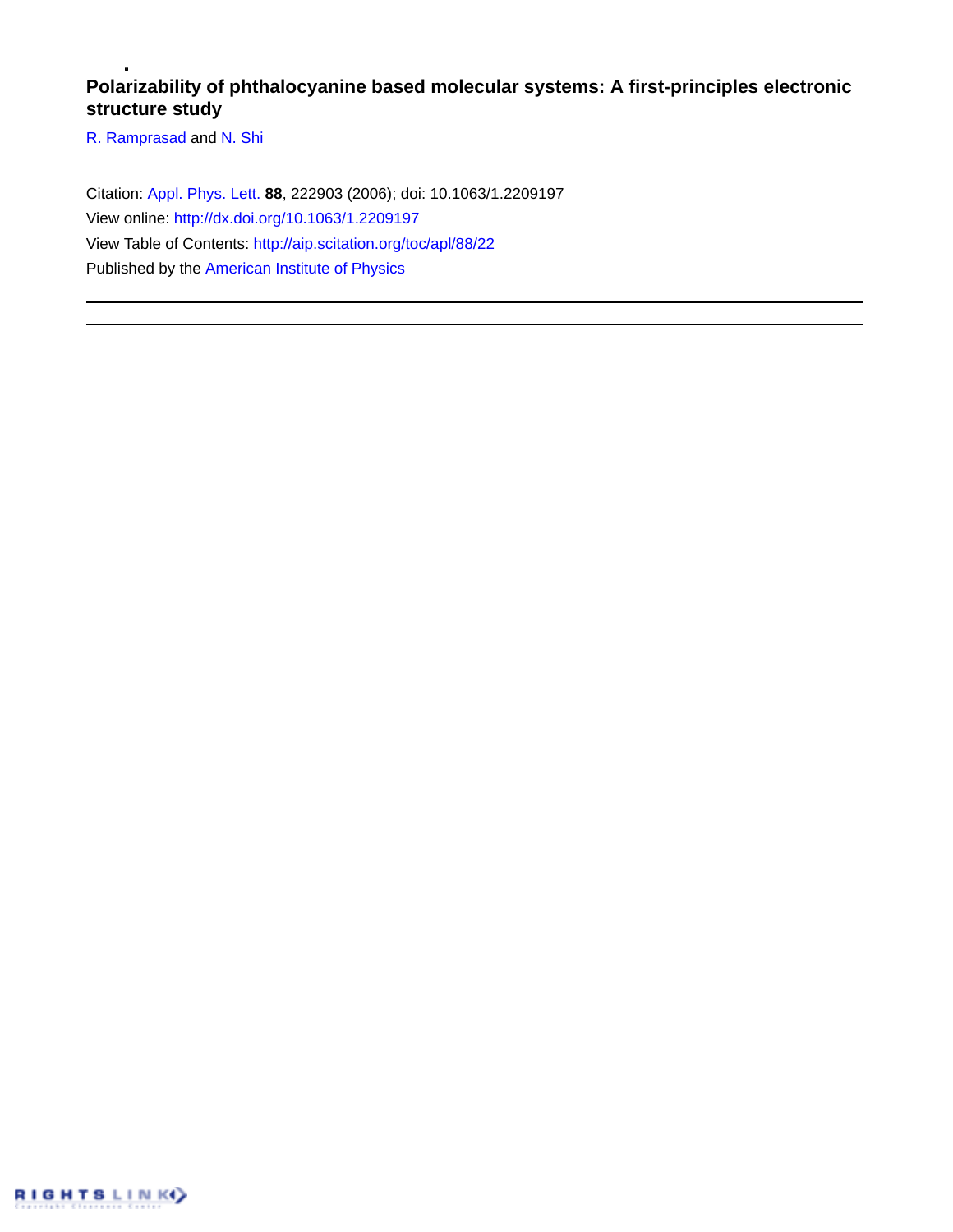# Polarizability of phthalocyanine based molecular systems: A first-principles electronic structure study

R. Ramprasad and N. Shi

Citation: Appl. Phys. Lett. **88**, 222903 (2006); doi: 10.1063/1.2209197

View online: http://dx.doi.org/10.1063/1.2209197

View Table of Contents: http://aip.scitation.org/toc/apl/88/22

Published by the American Institute of Physics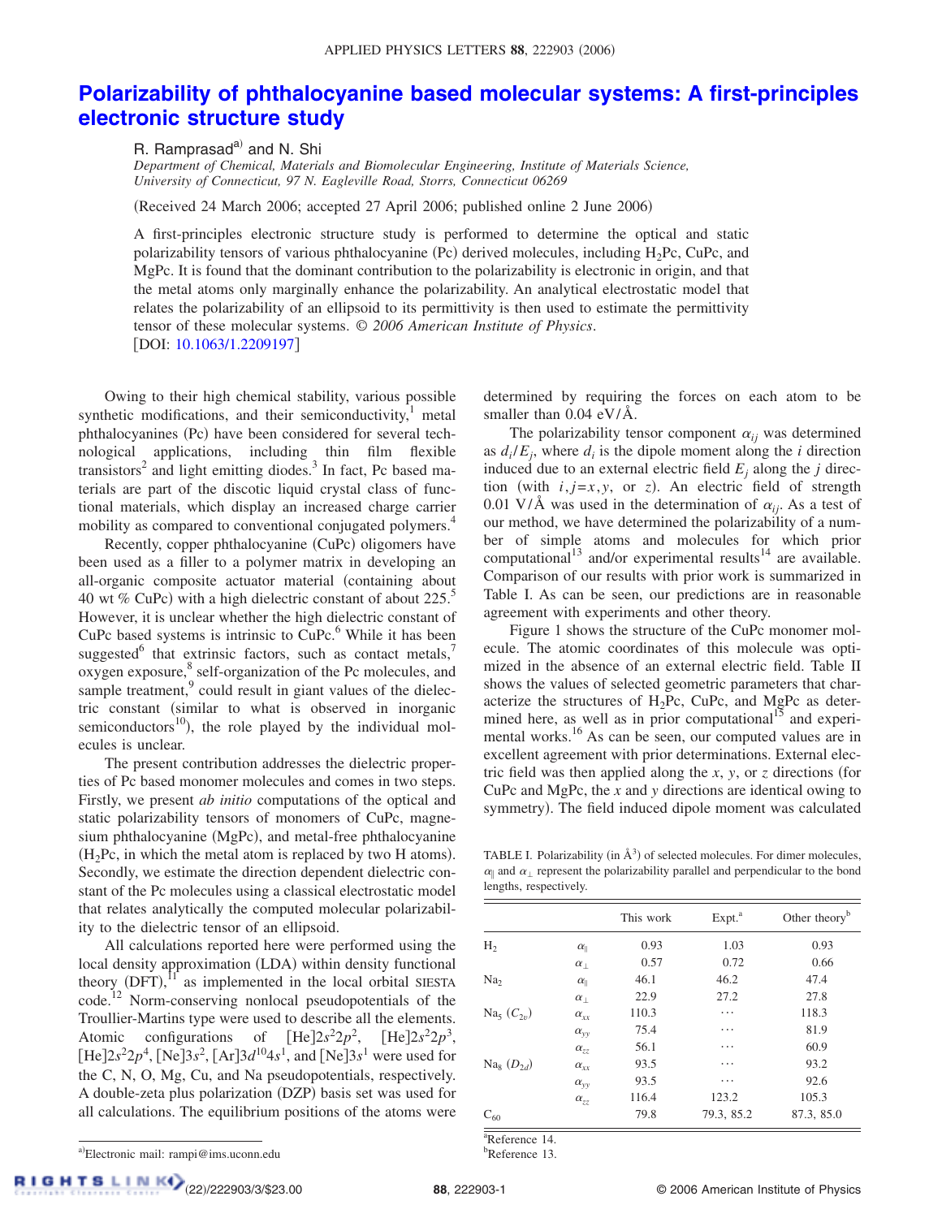# Polarizability of phthalocyanine based molecular systems: A first-principles electronic structure study

R. Ramprasad[a] and N. Shi

*Department of Chemical, Materials and Biomolecular Engineering, Institute of Materials Science, University of Connecticut, 97 N. Eagleville Road, Storrs, Connecticut 06269*

(Received 24 March 2006; accepted 27 April 2006; published online 2 June 2006)

A first-principles electronic structure study is performed to determine the optical and static polarizability tensors of various phthalocyanine (Pc) derived molecules, including $H_2Pc$, CuPc, and MgPc. It is found that the dominant contribution to the polarizability is electronic in origin, and that the metal atoms only marginally enhance the polarizability. An analytical electrostatic model that relates the polarizability of an ellipsoid to its permittivity is then used to estimate the permittivity tensor of these molecular systems. *© 2006 American Institute of Physics*. [DOI: 10.1063/1.2209197]

Owing to their high chemical stability, various possible synthetic modifications, and their semiconductivity,[1] metal phthalocyanines (Pc) have been considered for several technological applications, including thin film flexible transistors[2] and light emitting diodes.[3] In fact, Pc based materials are part of the discotic liquid crystal class of functional materials, which display an increased charge carrier mobility as compared to conventional conjugated polymers.[4]

Recently, copper phthalocyanine (CuPc) oligomers have been used as a filler to a polymer matrix in developing an all-organic composite actuator material (containing about 40 wt % CuPc) with a high dielectric constant of about 225.[5] However, it is unclear whether the high dielectric constant of CuPc based systems is intrinsic to CuPc.[6] While it has been suggested[6] that extrinsic factors, such as contact metals,[7] oxygen exposure,[8] self-organization of the Pc molecules, and sample treatment,[9] could result in giant values of the dielectric constant (similar to what is observed in inorganic semiconductors[10]), the role played by the individual molecules is unclear.

The present contribution addresses the dielectric properties of Pc based monomer molecules and comes in two steps. Firstly, we present *ab initio* computations of the optical and static polarizability tensors of monomers of CuPc, magnesium phthalocyanine (MgPc), and metal-free phthalocyanine ($H_2Pc$, in which the metal atom is replaced by two H atoms). Secondly, we estimate the direction dependent dielectric constant of the Pc molecules using a classical electrostatic model that relates analytically the computed molecular polarizability to the dielectric tensor of an ellipsoid.

All calculations reported here were performed using the local density approximation (LDA) within density functional theory (DFT),[11] as implemented in the local orbital SIESTA code.[12] Norm-conserving nonlocal pseudopotentials of the Troullier-Martins type were used to describe all the elements. Atomic configurations of $[\mathrm{He}]2s^22p^2$, $[\mathrm{He}]2s^22p^3$, $[\mathrm{He}]2s^22p^4$, $[\mathrm{Ne}]3s^2$, $[\mathrm{Ar}]3d^{10}4s^1$, and $[\mathrm{Ne}]3s^1$ were used for the C, N, O, Mg, Cu, and Na pseudopotentials, respectively. A double-zeta plus polarization (DZP) basis set was used for all calculations. The equilibrium positions of the atoms were determined by requiring the forces on each atom to be smaller than 0.04 eV/Å.

The polarizability tensor component $\alpha_{ij}$ was determined as $d_i/E_j$, where $d_i$ is the dipole moment along the $i$ direction induced due to an external electric field $E_j$ along the $j$ direction (with $i,j=x,y$, or $z$). An electric field of strength 0.01 V/Å was used in the determination of $\alpha_{ij}$. As a test of our method, we have determined the polarizability of a number of simple atoms and molecules for which prior computational[13] and/or experimental results[14] are available. Comparison of our results with prior work is summarized in Table I. As can be seen, our predictions are in reasonable agreement with experiments and other theory.

Figure 1 shows the structure of the CuPc monomer molecule. The atomic coordinates of this molecule was optimized in the absence of an external electric field. Table II shows the values of selected geometric parameters that characterize the structures of $H_2Pc$, CuPc, and MgPc as determined here, as well as in prior computational[15] and experimental works.[16] As can be seen, our computed values are in excellent agreement with prior determinations. External electric field was then applied along the $x$, $y$, or $z$ directions (for CuPc and MgPc, the $x$ and $y$ directions are identical owing to symmetry). The field induced dipole moment was calculated

TABLE I. Polarizability (in Å$^3$) of selected molecules. For dimer molecules, $\alpha_\parallel$ and $\alpha_\perp$ represent the polarizability parallel and perpendicular to the bond lengths, respectively.

| | | This work | Expt.[a] | Other theory[b] |
|---|---|---|---|---|
| $H_2$ | $\alpha_\parallel$ | 0.93 | 1.03 | 0.93 |
| | $\alpha_\perp$ | 0.57 | 0.72 | 0.66 |
| $Na_2$ | $\alpha_\parallel$ | 46.1 | 46.2 | 47.4 |
| | $\alpha_\perp$ | 22.9 | 27.2 | 27.8 |
| $Na_5$ ($C_{2v}$) | $\alpha_{xx}$ | 110.3 | ⋯ | 118.3 |
| | $\alpha_{yy}$ | 75.4 | ⋯ | 81.9 |
| | $\alpha_{zz}$ | 56.1 | ⋯ | 60.9 |
| $Na_8$ ($D_{2d}$) | $\alpha_{xx}$ | 93.5 | ⋯ | 93.2 |
| | $\alpha_{yy}$ | 93.5 | ⋯ | 92.6 |
| | $\alpha_{zz}$ | 116.4 | 123.2 | 105.3 |
| $C_{60}$ | | 79.8 | 79.3, 85.2 | 87.3, 85.0 |

[a]Reference 14.
[b]Reference 13.

[a]Electronic mail: rampi@ims.uconn.edu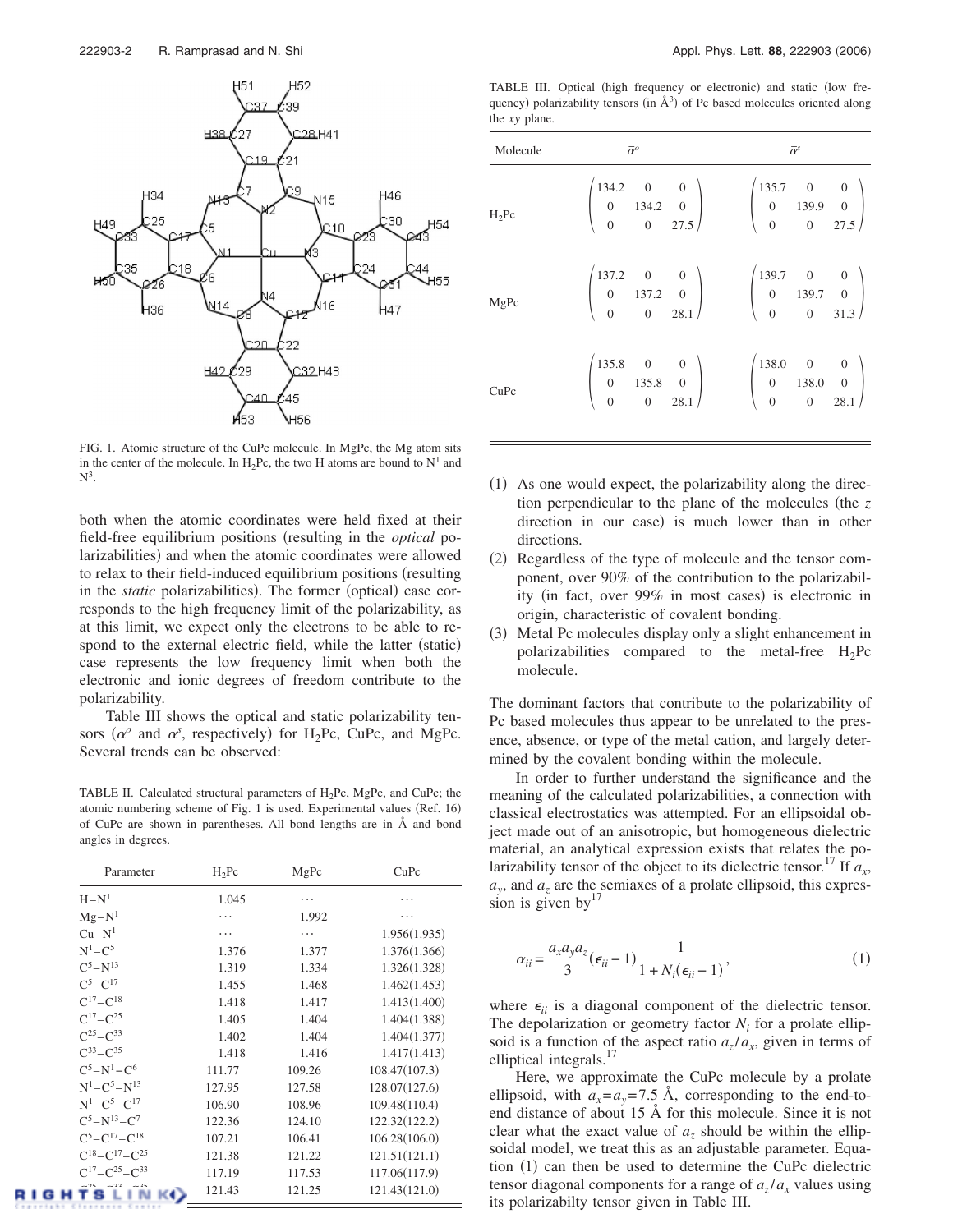FIG. 1. Atomic structure of the CuPc molecule. In MgPc, the Mg atom sits in the center of the molecule. In $H_2Pc$, the two H atoms are bound to $N^1$ and $N^3$.

both when the atomic coordinates were held fixed at their field-free equilibrium positions (resulting in the *optical* polarizabilities) and when the atomic coordinates were allowed to relax to their field-induced equilibrium positions (resulting in the *static* polarizabilities). The former (optical) case corresponds to the high frequency limit of the polarizability, as at this limit, we expect only the electrons to be able to respond to the external electric field, while the latter (static) case represents the low frequency limit when both the electronic and ionic degrees of freedom contribute to the polarizability.

Table III shows the optical and static polarizability tensors ($\bar{\alpha}^o$ and $\bar{\alpha}^s$, respectively) for $H_2Pc$, CuPc, and MgPc. Several trends can be observed:

TABLE II. Calculated structural parameters of $H_2Pc$, MgPc, and CuPc; the atomic numbering scheme of Fig. 1 is used. Experimental values (Ref. 16) of CuPc are shown in parentheses. All bond lengths are in Å and bond angles in degrees.

| Parameter | $H_2Pc$ | MgPc | CuPc |
|---|---|---|---|
| $H-N^1$ | 1.045 | ··· | ··· |
| $Mg-N^1$ | ··· | 1.992 | ··· |
| $Cu-N^1$ | ··· | ··· | 1.956(1.935) |
| $N^1-C^5$ | 1.376 | 1.377 | 1.376(1.366) |
| $C^5-N^{13}$ | 1.319 | 1.334 | 1.326(1.328) |
| $C^5-C^{17}$ | 1.455 | 1.468 | 1.462(1.453) |
| $C^{17}-C^{18}$ | 1.418 | 1.417 | 1.413(1.400) |
| $C^{17}-C^{25}$ | 1.405 | 1.404 | 1.404(1.388) |
| $C^{25}-C^{33}$ | 1.402 | 1.404 | 1.404(1.377) |
| $C^{33}-C^{35}$ | 1.418 | 1.416 | 1.417(1.413) |
| $C^5-N^1-C^6$ | 111.77 | 109.26 | 108.47(107.3) |
| $N^1-C^5-N^{13}$ | 127.95 | 127.58 | 128.07(127.6) |
| $N^1-C^5-C^{17}$ | 106.90 | 108.96 | 109.48(110.4) |
| $C^5-N^{13}-C^7$ | 122.36 | 124.10 | 122.32(122.2) |
| $C^5-C^{17}-C^{18}$ | 107.21 | 106.41 | 106.28(106.0) |
| $C^{18}-C^{17}-C^{25}$ | 121.38 | 121.22 | 121.51(121.1) |
| $C^{17}-C^{25}-C^{33}$ | 117.19 | 117.53 | 117.06(117.9) |
| $C^{25}-C^{33}-C^{35}$ | 121.43 | 121.25 | 121.43(121.0) |

TABLE III. Optical (high frequency or electronic) and static (low frequency) polarizability tensors (in Å$^3$) of Pc based molecules oriented along the *xy* plane.

| Molecule | $\bar{\alpha}^o$ | $\bar{\alpha}^s$ |
|---|---|---|
| $H_2Pc$ | $\begin{pmatrix} 134.2 & 0 & 0 \\ 0 & 134.2 & 0 \\ 0 & 0 & 27.5 \end{pmatrix}$ | $\begin{pmatrix} 135.7 & 0 & 0 \\ 0 & 139.9 & 0 \\ 0 & 0 & 27.5 \end{pmatrix}$ |
| MgPc | $\begin{pmatrix} 137.2 & 0 & 0 \\ 0 & 137.2 & 0 \\ 0 & 0 & 28.1 \end{pmatrix}$ | $\begin{pmatrix} 139.7 & 0 & 0 \\ 0 & 139.7 & 0 \\ 0 & 0 & 31.3 \end{pmatrix}$ |
| CuPc | $\begin{pmatrix} 135.8 & 0 & 0 \\ 0 & 135.8 & 0 \\ 0 & 0 & 28.1 \end{pmatrix}$ | $\begin{pmatrix} 138.0 & 0 & 0 \\ 0 & 138.0 & 0 \\ 0 & 0 & 28.1 \end{pmatrix}$ |

(1) As one would expect, the polarizability along the direction perpendicular to the plane of the molecules (the *z* direction in our case) is much lower than in other directions.

(2) Regardless of the type of molecule and the tensor component, over 90% of the contribution to the polarizability (in fact, over 99% in most cases) is electronic in origin, characteristic of covalent bonding.

(3) Metal Pc molecules display only a slight enhancement in polarizabilities compared to the metal-free $H_2Pc$ molecule.

The dominant factors that contribute to the polarizability of Pc based molecules thus appear to be unrelated to the presence, absence, or type of the metal cation, and largely determined by the covalent bonding within the molecule.

In order to further understand the significance and the meaning of the calculated polarizabilities, a connection with classical electrostatics was attempted. For an ellipsoidal object made out of an anisotropic, but homogeneous dielectric material, an analytical expression exists that relates the polarizability tensor of the object to its dielectric tensor.[17] If $a_x$, $a_y$, and $a_z$ are the semiaxes of a prolate ellipsoid, this expression is given by[17]

$$\alpha_{ii} = \frac{a_x a_y a_z}{3}(\epsilon_{ii} - 1)\frac{1}{1 + N_i(\epsilon_{ii} - 1)}, \tag{1}$$

where $\epsilon_{ii}$ is a diagonal component of the dielectric tensor. The depolarization or geometry factor $N_i$ for a prolate ellipsoid is a function of the aspect ratio $a_z/a_x$, given in terms of elliptical integrals.[17]

Here, we approximate the CuPc molecule by a prolate ellipsoid, with $a_x = a_y = 7.5$ Å, corresponding to the end-to-end distance of about 15 Å for this molecule. Since it is not clear what the exact value of $a_z$ should be within the ellipsoidal model, we treat this as an adjustable parameter. Equation (1) can then be used to determine the CuPc dielectric tensor diagonal components for a range of $a_z/a_x$ values using its polarizabilty tensor given in Table III.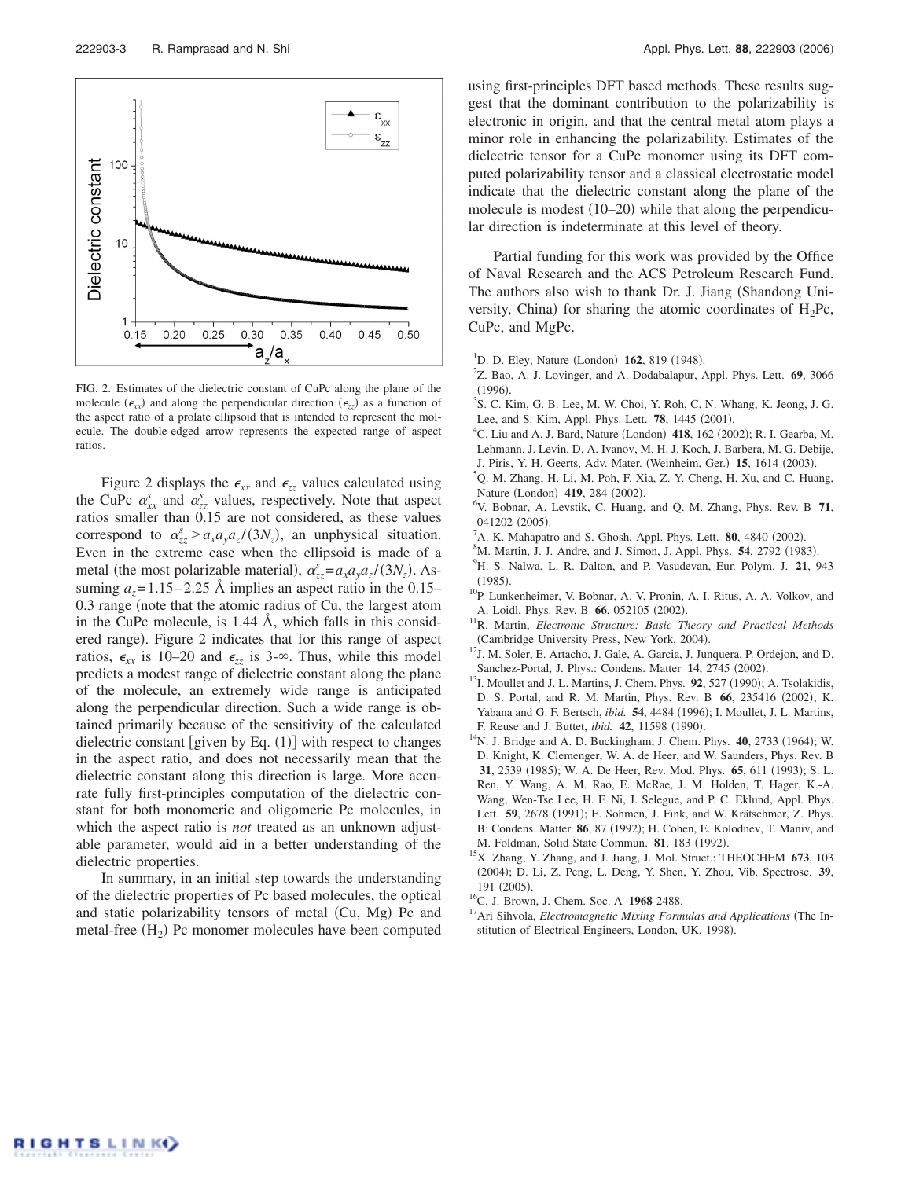$\varepsilon_{xx}$

$\varepsilon_{zz}$

Dielectric constant

100

10

1

0.15 0.20 0.25 0.30 0.35 0.40 0.45 0.50

$a_z/a_x$

FIG. 2. Estimates of the dielectric constant of CuPc along the plane of the molecule ($\epsilon_{xx}$) and along the perpendicular direction ($\epsilon_{zz}$) as a function of the aspect ratio of a prolate ellipsoid that is intended to represent the molecule. The double-edged arrow represents the expected range of aspect ratios.

Figure 2 displays the $\epsilon_{xx}$ and $\epsilon_{zz}$ values calculated using the CuPc $\alpha_{xx}^{s}$ and $\alpha_{zz}^{s}$ values, respectively. Note that aspect ratios smaller than 0.15 are not considered, as these values correspond to $\alpha_{zz}^{s} > a_x a_y a_z / (3N_z)$, an unphysical situation. Even in the extreme case when the ellipsoid is made of a metal (the most polarizable material), $\alpha_{zz}^{s} = a_x a_y a_z / (3N_z)$. Assuming $a_z = 1.15 - 2.25$ Å implies an aspect ratio in the 0.15–0.3 range (note that the atomic radius of Cu, the largest atom in the CuPc molecule, is 1.44 Å, which falls in this considered range). Figure 2 indicates that for this range of aspect ratios, $\epsilon_{xx}$ is 10–20 and $\epsilon_{zz}$ is 3-$\infty$. Thus, while this model predicts a modest range of dielectric constant along the plane of the molecule, an extremely wide range is anticipated along the perpendicular direction. Such a wide range is obtained primarily because of the sensitivity of the calculated dielectric constant [given by Eq. (1)] with respect to changes in the aspect ratio, and does not necessarily mean that the dielectric constant along this direction is large. More accurate fully first-principles computation of the dielectric constant for both monomeric and oligomeric Pc molecules, in which the aspect ratio is *not* treated as an unknown adjustable parameter, would aid in a better understanding of the dielectric properties.

In summary, in an initial step towards the understanding of the dielectric properties of Pc based molecules, the optical and static polarizability tensors of metal (Cu, Mg) Pc and metal-free ($H_2$) Pc monomer molecules have been computed using first-principles DFT based methods. These results suggest that the dominant contribution to the polarizability is electronic in origin, and that the central metal atom plays a minor role in enhancing the polarizability. Estimates of the dielectric tensor for a CuPc monomer using its DFT computed polarizability tensor and a classical electrostatic model indicate that the dielectric constant along the plane of the molecule is modest (10–20) while that along the perpendicular direction is indeterminate at this level of theory.

Partial funding for this work was provided by the Office of Naval Research and the ACS Petroleum Research Fund. The authors also wish to thank Dr. J. Jiang (Shandong University, China) for sharing the atomic coordinates of $H_2$Pc, CuPc, and MgPc.

[1] D. D. Eley, Nature (London) **162**, 819 (1948).
[2] Z. Bao, A. J. Lovinger, and A. Dodabalapur, Appl. Phys. Lett. **69**, 3066 (1996).
[3] S. C. Kim, G. B. Lee, M. W. Choi, Y. Roh, C. N. Whang, K. Jeong, J. G. Lee, and S. Kim, Appl. Phys. Lett. **78**, 1445 (2001).
[4] C. Liu and A. J. Bard, Nature (London) **418**, 162 (2002); R. I. Gearba, M. Lehmann, J. Levin, D. A. Ivanov, M. H. J. Koch, J. Barbera, M. G. Debije, J. Piris, Y. H. Geerts, Adv. Mater. (Weinheim, Ger.) **15**, 1614 (2003).
[5] Q. M. Zhang, H. Li, M. Poh, F. Xia, Z.-Y. Cheng, H. Xu, and C. Huang, Nature (London) **419**, 284 (2002).
[6] V. Bobnar, A. Levstik, C. Huang, and Q. M. Zhang, Phys. Rev. B **71**, 041202 (2005).
[7] A. K. Mahapatro and S. Ghosh, Appl. Phys. Lett. **80**, 4840 (2002).
[8] M. Martin, J. J. Andre, and J. Simon, J. Appl. Phys. **54**, 2792 (1983).
[9] H. S. Nalwa, L. R. Dalton, and P. Vasudevan, Eur. Polym. J. **21**, 943 (1985).
[10] P. Lunkenheimer, V. Bobnar, A. V. Pronin, A. I. Ritus, A. A. Volkov, and A. Loidl, Phys. Rev. B **66**, 052105 (2002).
[11] R. Martin, *Electronic Structure: Basic Theory and Practical Methods* (Cambridge University Press, New York, 2004).
[12] J. M. Soler, E. Artacho, J. Gale, A. Garcia, J. Junquera, P. Ordejon, and D. Sanchez-Portal, J. Phys.: Condens. Matter **14**, 2745 (2002).
[13] I. Moullet and J. L. Martins, J. Chem. Phys. **92**, 527 (1990); A. Tsolakidis, D. S. Portal, and R. M. Martin, Phys. Rev. B **66**, 235416 (2002); K. Yabana and G. F. Bertsch, *ibid.* **54**, 4484 (1996); I. Moullet, J. L. Martins, F. Reuse and J. Buttet, *ibid.* **42**, 11598 (1990).
[14] N. J. Bridge and A. D. Buckingham, J. Chem. Phys. **40**, 2733 (1964); W. D. Knight, K. Clemenger, W. A. de Heer, and W. Saunders, Phys. Rev. B **31**, 2539 (1985); W. A. De Heer, Rev. Mod. Phys. **65**, 611 (1993); S. L. Ren, Y. Wang, A. M. Rao, E. McRae, J. M. Holden, T. Hager, K.-A. Wang, Wen-Tse Lee, H. F. Ni, J. Selegue, and P. C. Eklund, Appl. Phys. Lett. **59**, 2678 (1991); E. Sohmen, J. Fink, and W. Krätschmer, Z. Phys. B: Condens. Matter **86**, 87 (1992); H. Cohen, E. Kolodnev, T. Maniv, and M. Foldman, Solid State Commun. **81**, 183 (1992).
[15] X. Zhang, Y. Zhang, and J. Jiang, J. Mol. Struct.: THEOCHEM **673**, 103 (2004); D. Li, Z. Peng, L. Deng, Y. Shen, Y. Zhou, Vib. Spectrosc. **39**, 191 (2005).
[16] C. J. Brown, J. Chem. Soc. A **1968** 2488.
[17] Ari Sihvola, *Electromagnetic Mixing Formulas and Applications* (The Institution of Electrical Engineers, London, UK, 1998).